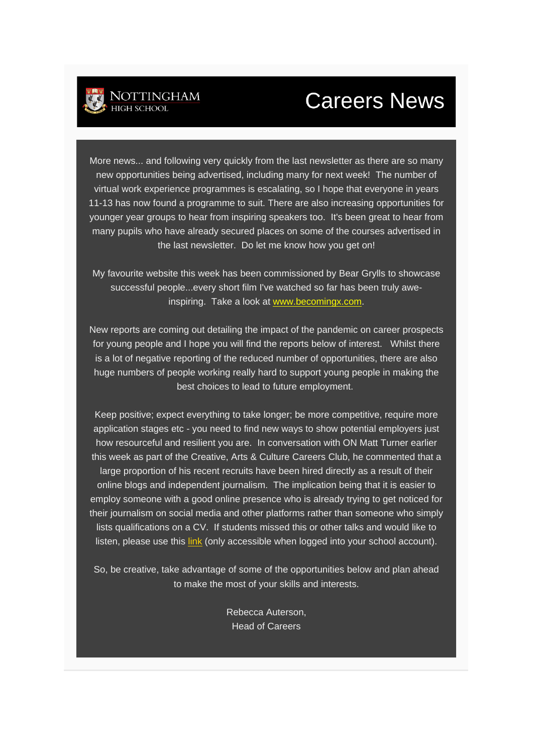NOTTINGHAM HIGH SCHOOL

# Careers News

More news... and following very quickly from the last newsletter as there are so many new opportunities being advertised, including many for next week! The number of virtual work experience programmes is escalating, so I hope that everyone in years 11-13 has now found a programme to suit. There are also increasing opportunities for younger year groups to hear from inspiring speakers too. It's been great to hear from many pupils who have already secured places on some of the courses advertised in the last newsletter. Do let me know how you get on!

My favourite website this week has been commissioned by Bear Grylls to showcase successful people...every short film I've watched so far has been truly awe-inspiring. Take a look at [www.becomingx.com](www.becomingx.com).

New reports are coming out detailing the impact of the pandemic on career prospects for young people and I hope you will find the reports below of interest. Whilst there is a lot of negative reporting of the reduced number of opportunities, there are also huge numbers of people working really hard to support young people in making the best choices to lead to future employment.

Keep positive; expect everything to take longer; be more competitive, require more application stages etc - you need to find new ways to show potential employers just how resourceful and resilient you are. In conversation with ON Matt Turner earlier this week as part of the Creative, Arts & Culture Careers Club, he commented that a large proportion of his recent recruits have been hired directly as a result of their online blogs and independent journalism. The implication being that it is easier to employ someone with a good online presence who is already trying to get noticed for their journalism on social media and other platforms rather than someone who simply lists qualifications on a CV. If students missed this or other talks and would like to listen, please use this link (only accessible when logged into your school account).

So, be creative, take advantage of some of the opportunities below and plan ahead to make the most of your skills and interests.

Rebecca Auterson,
Head of Careers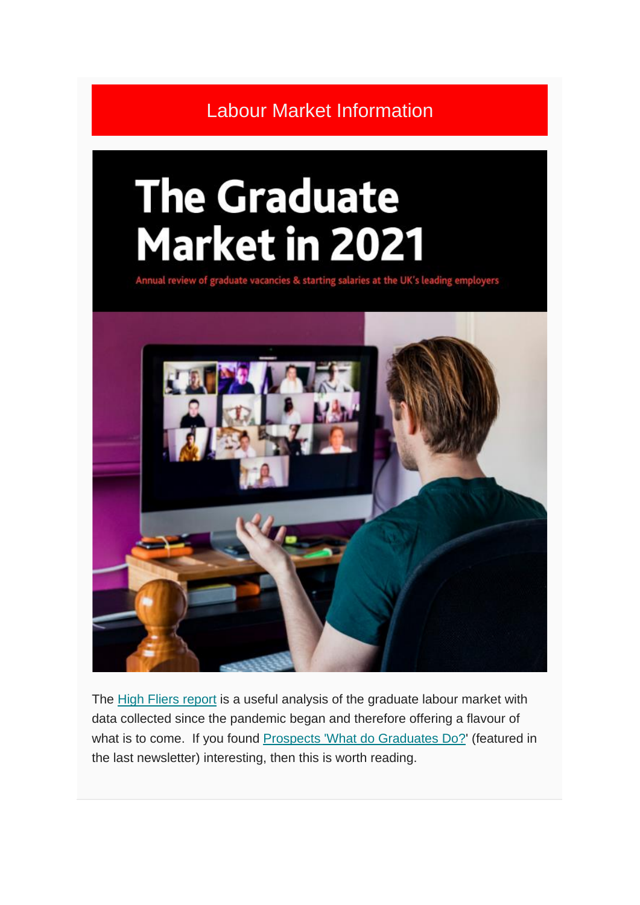# Labour Market Information

The Graduate Market in 2021

Annual review of graduate vacancies & starting salaries at the UK's leading employers

The High Fliers report is a useful analysis of the graduate labour market with data collected since the pandemic began and therefore offering a flavour of what is to come. If you found Prospects 'What do Graduates Do?' (featured in the last newsletter) interesting, then this is worth reading.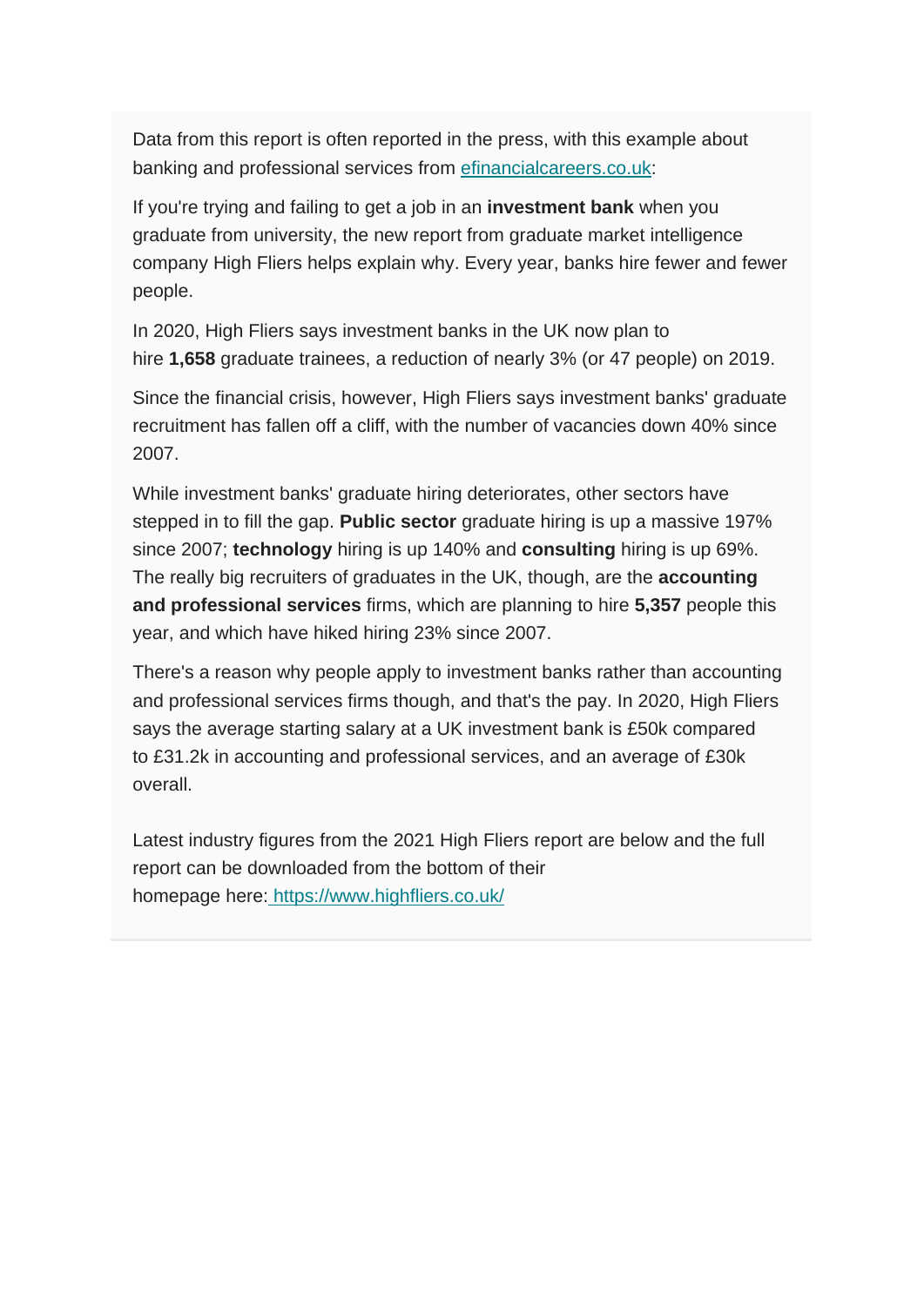Data from this report is often reported in the press, with this example about banking and professional services from [efinancialcareers.co.uk](efinancialcareers.co.uk):

If you're trying and failing to get a job in an **investment bank** when you graduate from university, the new report from graduate market intelligence company High Fliers helps explain why. Every year, banks hire fewer and fewer people.

In 2020, High Fliers says investment banks in the UK now plan to hire **1,658** graduate trainees, a reduction of nearly 3% (or 47 people) on 2019.

Since the financial crisis, however, High Fliers says investment banks' graduate recruitment has fallen off a cliff, with the number of vacancies down 40% since 2007.

While investment banks' graduate hiring deteriorates, other sectors have stepped in to fill the gap. **Public sector** graduate hiring is up a massive 197% since 2007; **technology** hiring is up 140% and **consulting** hiring is up 69%. The really big recruiters of graduates in the UK, though, are the **accounting and professional services** firms, which are planning to hire **5,357** people this year, and which have hiked hiring 23% since 2007.

There's a reason why people apply to investment banks rather than accounting and professional services firms though, and that's the pay. In 2020, High Fliers says the average starting salary at a UK investment bank is £50k compared to £31.2k in accounting and professional services, and an average of £30k overall.

Latest industry figures from the 2021 High Fliers report are below and the full report can be downloaded from the bottom of their homepage here: [https://www.highfliers.co.uk/](https://www.highfliers.co.uk/)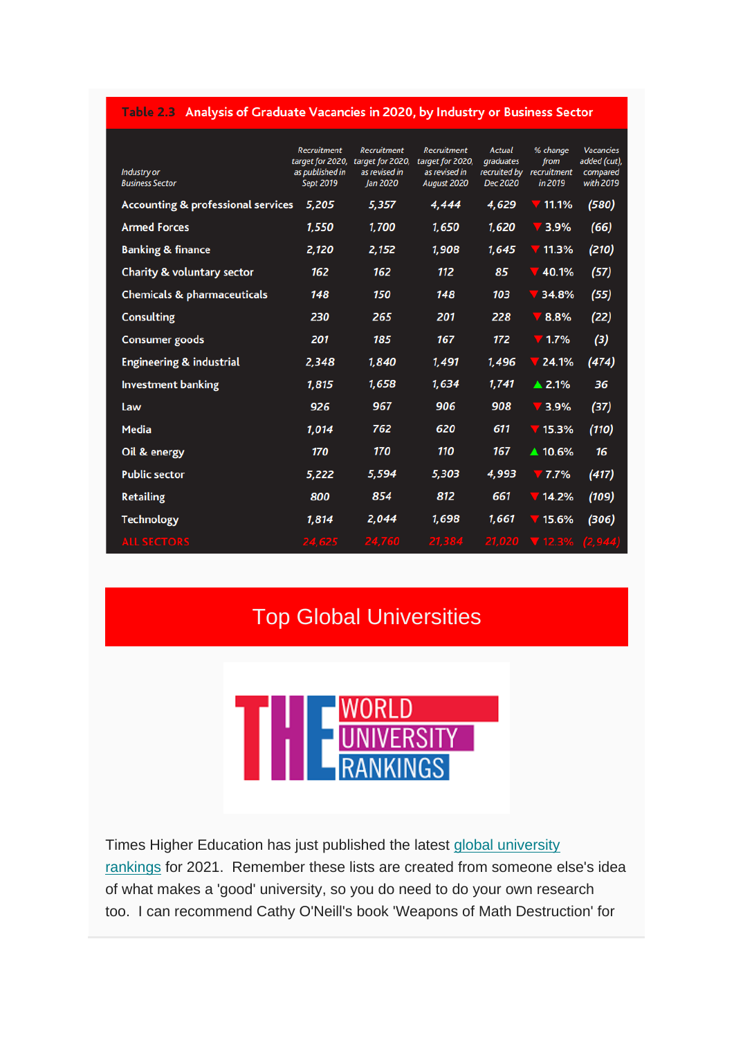**Table 2.3 Analysis of Graduate Vacancies in 2020, by Industry or Business Sector**

| Industry or Business Sector | Recruitment target for 2020, as published in Sept 2019 | Recruitment target for 2020, as revised in Jan 2020 | Recruitment target for 2020, as revised in August 2020 | Actual graduates recruited by Dec 2020 | % change from recruitment in 2019 | Vacancies added (cut), compared with 2019 |
|---|---|---|---|---|---|---|
| Accounting & professional services | 5,205 | 5,357 | 4,444 | 4,629 | ▼ 11.1% | (580) |
| Armed Forces | 1,550 | 1,700 | 1,650 | 1,620 | ▼ 3.9% | (66) |
| Banking & finance | 2,120 | 2,152 | 1,908 | 1,645 | ▼ 11.3% | (210) |
| Charity & voluntary sector | 162 | 162 | 112 | 85 | ▼ 40.1% | (57) |
| Chemicals & pharmaceuticals | 148 | 150 | 148 | 103 | ▼ 34.8% | (55) |
| Consulting | 230 | 265 | 201 | 228 | ▼ 8.8% | (22) |
| Consumer goods | 201 | 185 | 167 | 172 | ▼ 1.7% | (3) |
| Engineering & industrial | 2,348 | 1,840 | 1,491 | 1,496 | ▼ 24.1% | (474) |
| Investment banking | 1,815 | 1,658 | 1,634 | 1,741 | ▲ 2.1% | 36 |
| Law | 926 | 967 | 906 | 908 | ▼ 3.9% | (37) |
| Media | 1,014 | 762 | 620 | 611 | ▼ 15.3% | (110) |
| Oil & energy | 170 | 170 | 110 | 167 | ▲ 10.6% | 16 |
| Public sector | 5,222 | 5,594 | 5,303 | 4,993 | ▼ 7.7% | (417) |
| Retailing | 800 | 854 | 812 | 661 | ▼ 14.2% | (109) |
| Technology | 1,814 | 2,044 | 1,698 | 1,661 | ▼ 15.6% | (306) |
| ALL SECTORS | 24,625 | 24,760 | 21,384 | 21,020 | ▼ 12.3% | (2,944) |

# Top Global Universities

Times Higher Education has just published the latest global university rankings for 2021. Remember these lists are created from someone else's idea of what makes a 'good' university, so you do need to do your own research too. I can recommend Cathy O'Neill's book 'Weapons of Math Destruction' for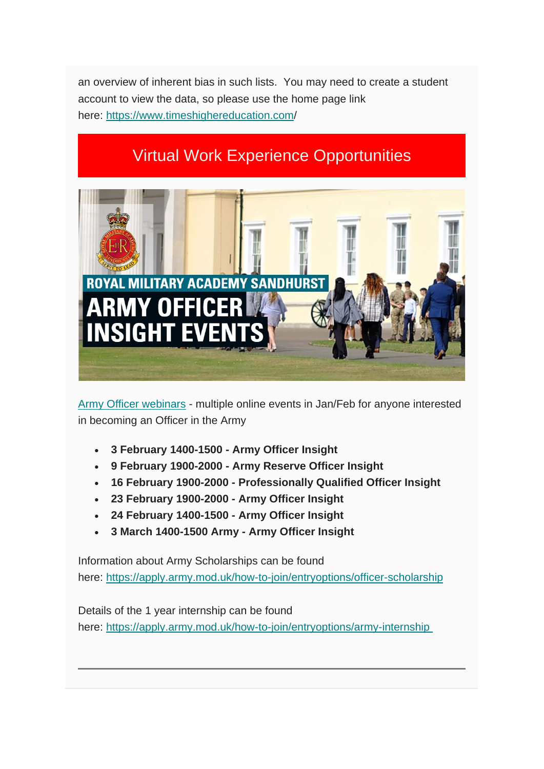an overview of inherent bias in such lists. You may need to create a student account to view the data, so please use the home page link here: https://www.timeshighereducation.com/

## Virtual Work Experience Opportunities

Army Officer webinars - multiple online events in Jan/Feb for anyone interested in becoming an Officer in the Army

- **3 February 1400-1500 - Army Officer Insight**
- **9 February 1900-2000 - Army Reserve Officer Insight**
- **16 February 1900-2000 - Professionally Qualified Officer Insight**
- **23 February 1900-2000 - Army Officer Insight**
- **24 February 1400-1500 - Army Officer Insight**
- **3 March 1400-1500 Army - Army Officer Insight**

Information about Army Scholarships can be found here: https://apply.army.mod.uk/how-to-join/entryoptions/officer-scholarship

Details of the 1 year internship can be found here: https://apply.army.mod.uk/how-to-join/entryoptions/army-internship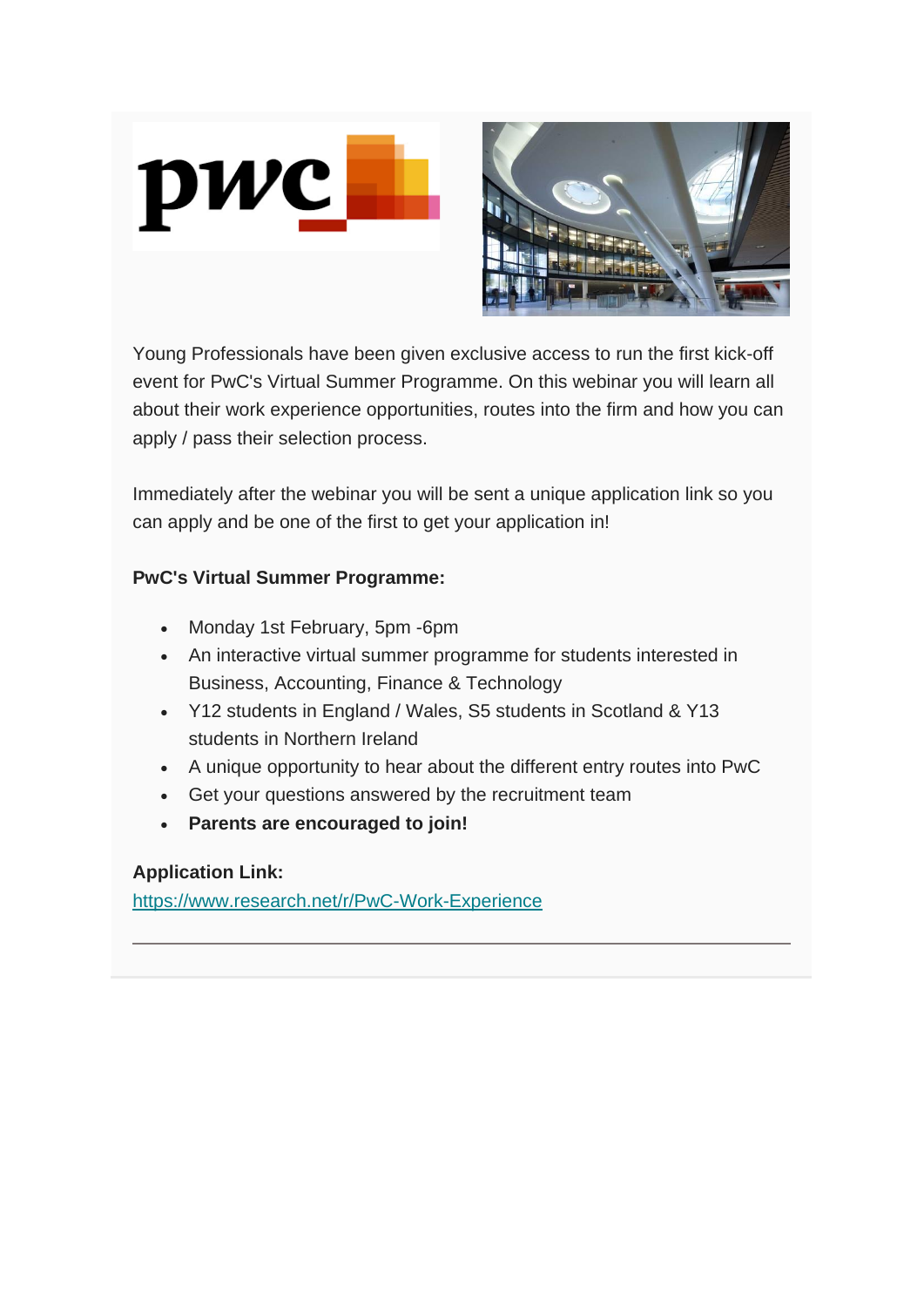Young Professionals have been given exclusive access to run the first kick-off event for PwC's Virtual Summer Programme. On this webinar you will learn all about their work experience opportunities, routes into the firm and how you can apply / pass their selection process.

Immediately after the webinar you will be sent a unique application link so you can apply and be one of the first to get your application in!

**PwC's Virtual Summer Programme:**

- Monday 1st February, 5pm -6pm
- An interactive virtual summer programme for students interested in Business, Accounting, Finance & Technology
- Y12 students in England / Wales, S5 students in Scotland & Y13 students in Northern Ireland
- A unique opportunity to hear about the different entry routes into PwC
- Get your questions answered by the recruitment team
- **Parents are encouraged to join!**

**Application Link:**
https://www.research.net/r/PwC-Work-Experience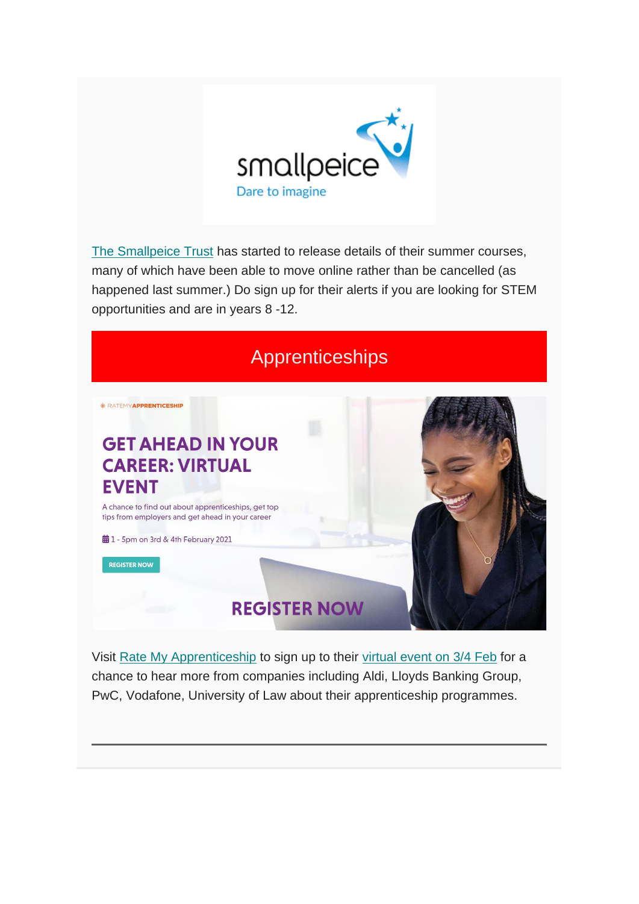[The Smallpeice Trust](#) has started to release details of their summer courses, many of which have been able to move online rather than be cancelled (as happened last summer.) Do sign up for their alerts if you are looking for STEM opportunities and are in years 8 -12.

## Apprenticeships

Visit [Rate My Apprenticeship](#) to sign up to their [virtual event on 3/4 Feb](#) for a chance to hear more from companies including Aldi, Lloyds Banking Group, PwC, Vodafone, University of Law about their apprenticeship programmes.

---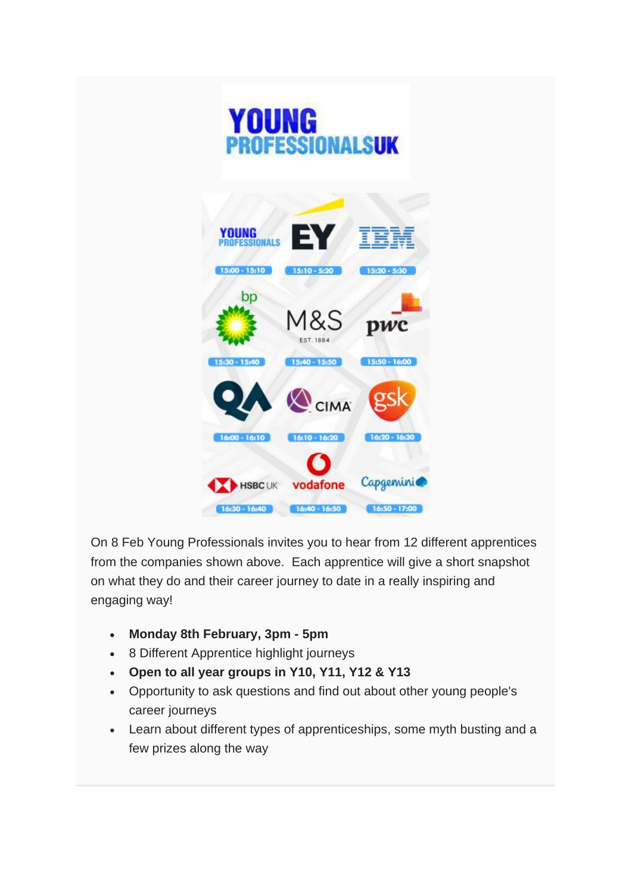YOUNG PROFESSIONALSUK

| | | |
|---|---|---|
| YOUNG PROFESSIONALS | EY | IBM |
| 15:00 - 15:10 | 15:10 - 5:20 | 15:20 - 5:30 |
| bp | M&S EST. 1884 | pwc |
| 15:30 - 15:40 | 15:40 - 15:50 | 15:50 - 16:00 |
| QA | CIMA | gsk |
| 16:00 - 16:10 | 16:10 - 16:20 | 16:20 - 16:30 |
| HSBC UK | vodafone | Capgemini |
| 16:30 - 16:40 | 16:40 - 16:50 | 16:50 - 17:00 |

On 8 Feb Young Professionals invites you to hear from 12 different apprentices from the companies shown above. Each apprentice will give a short snapshot on what they do and their career journey to date in a really inspiring and engaging way!

- **Monday 8th February, 3pm - 5pm**
- 8 Different Apprentice highlight journeys
- **Open to all year groups in Y10, Y11, Y12 & Y13**
- Opportunity to ask questions and find out about other young people's career journeys
- Learn about different types of apprenticeships, some myth busting and a few prizes along the way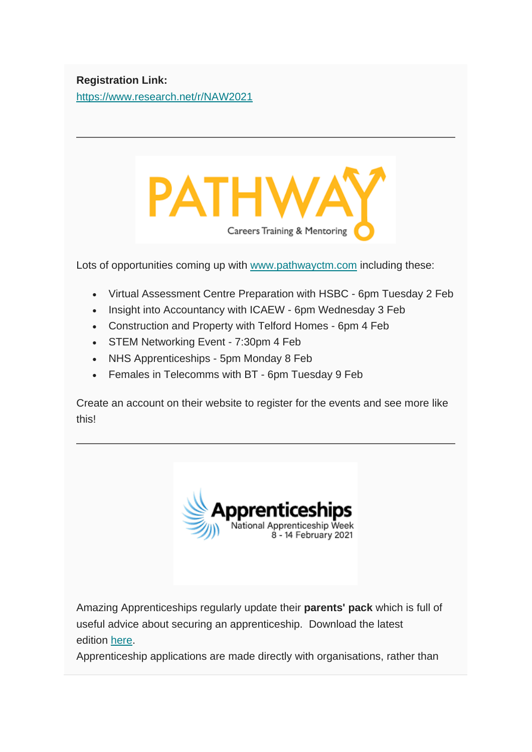**Registration Link:**
https://www.research.net/r/NAW2021

---

Lots of opportunities coming up with www.pathwayctm.com including these:

- Virtual Assessment Centre Preparation with HSBC - 6pm Tuesday 2 Feb
- Insight into Accountancy with ICAEW - 6pm Wednesday 3 Feb
- Construction and Property with Telford Homes - 6pm 4 Feb
- STEM Networking Event - 7:30pm 4 Feb
- NHS Apprenticeships - 5pm Monday 8 Feb
- Females in Telecomms with BT - 6pm Tuesday 9 Feb

Create an account on their website to register for the events and see more like this!

---

Amazing Apprenticeships regularly update their **parents' pack** which is full of useful advice about securing an apprenticeship. Download the latest edition here.

Apprenticeship applications are made directly with organisations, rather than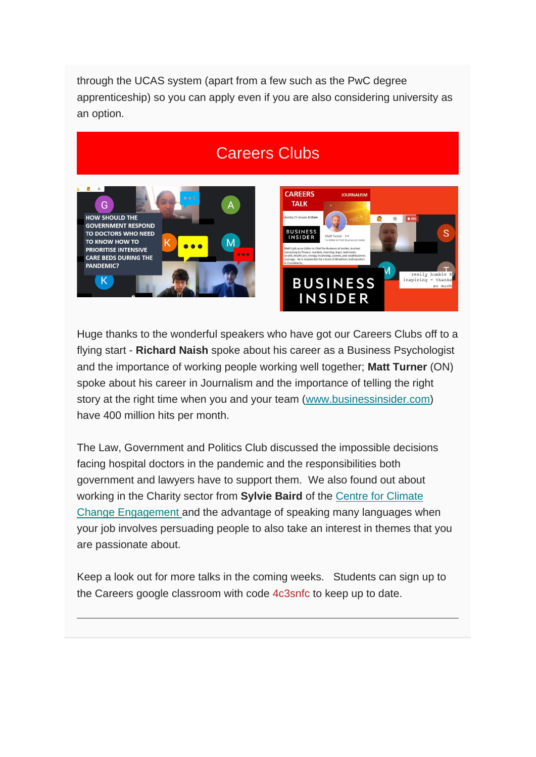through the UCAS system (apart from a few such as the PwC degree apprenticeship) so you can apply even if you are also considering university as an option.

## Careers Clubs

Huge thanks to the wonderful speakers who have got our Careers Clubs off to a flying start - **Richard Naish** spoke about his career as a Business Psychologist and the importance of working people working well together; **Matt Turner** (ON) spoke about his career in Journalism and the importance of telling the right story at the right time when you and your team (www.businessinsider.com) have 400 million hits per month.

The Law, Government and Politics Club discussed the impossible decisions facing hospital doctors in the pandemic and the responsibilities both government and lawyers have to support them. We also found out about working in the Charity sector from **Sylvie Baird** of the Centre for Climate Change Engagement and the advantage of speaking many languages when your job involves persuading people to also take an interest in themes that you are passionate about.

Keep a look out for more talks in the coming weeks. Students can sign up to the Careers google classroom with code 4c3snfc to keep up to date.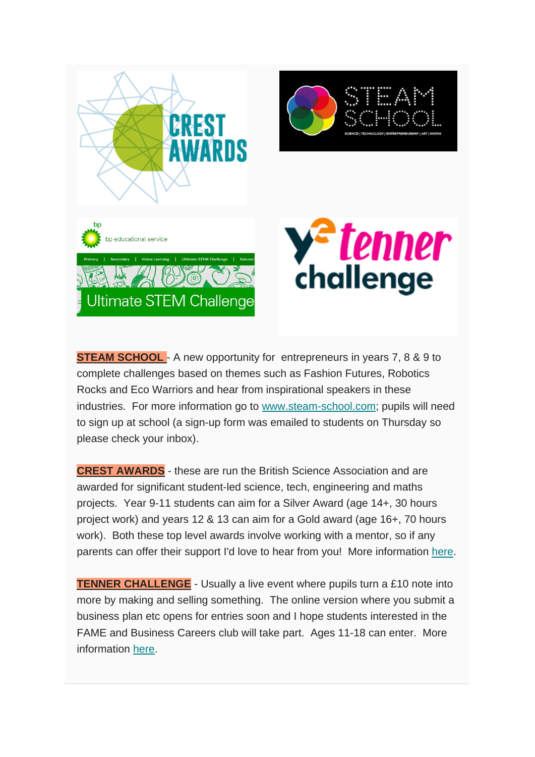**STEAM SCHOOL** - A new opportunity for  entrepreneurs in years 7, 8 & 9 to complete challenges based on themes such as Fashion Futures, Robotics Rocks and Eco Warriors and hear from inspirational speakers in these industries.  For more information go to www.steam-school.com; pupils will need to sign up at school (a sign-up form was emailed to students on Thursday so please check your inbox).

**CREST AWARDS** - these are run the British Science Association and are awarded for significant student-led science, tech, engineering and maths projects.  Year 9-11 students can aim for a Silver Award (age 14+, 30 hours project work) and years 12 & 13 can aim for a Gold award (age 16+, 70 hours work).  Both these top level awards involve working with a mentor, so if any parents can offer their support I'd love to hear from you!  More information here.

**TENNER CHALLENGE** - Usually a live event where pupils turn a £10 note into more by making and selling something.  The online version where you submit a business plan etc opens for entries soon and I hope students interested in the FAME and Business Careers club will take part.  Ages 11-18 can enter.  More information here.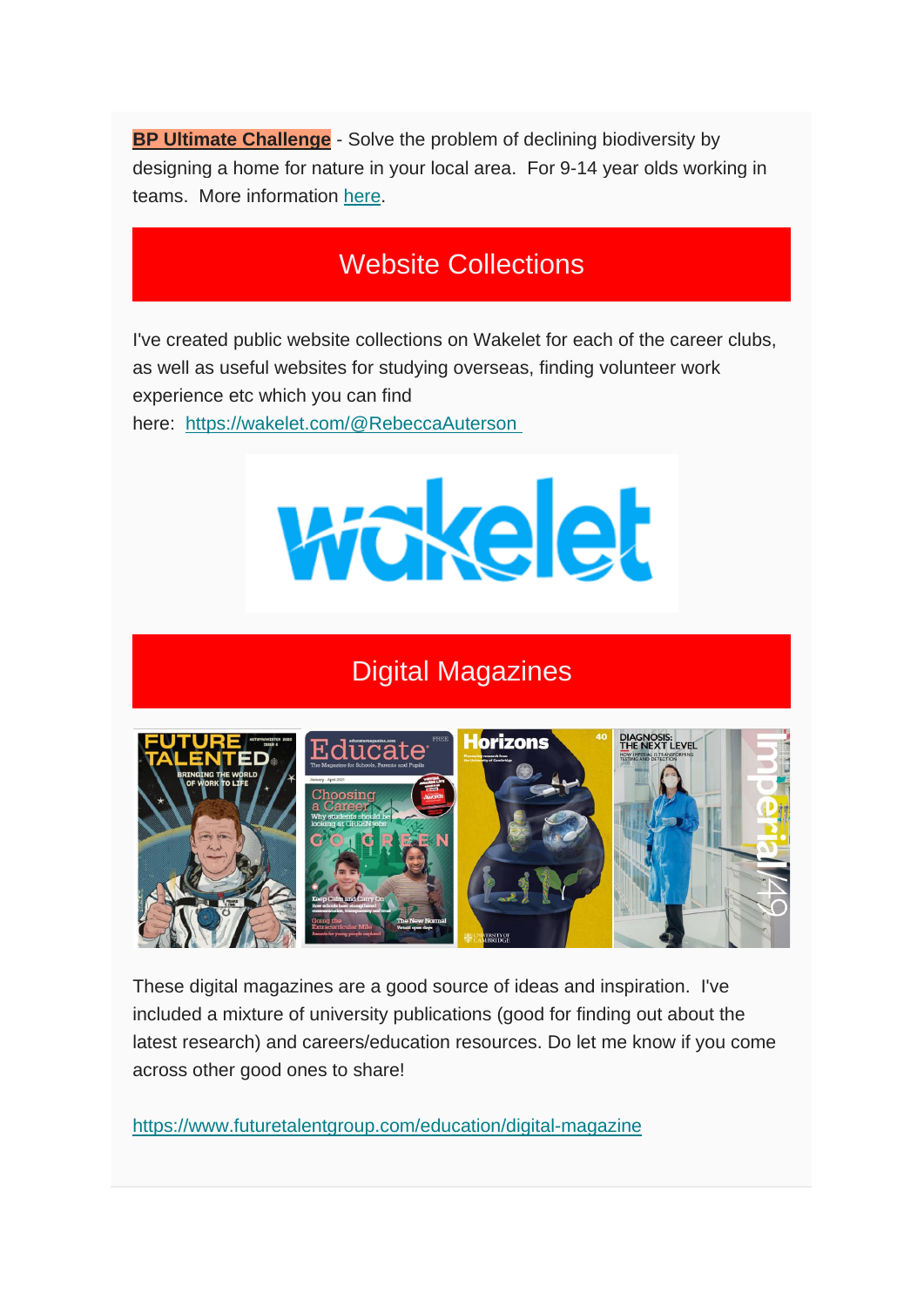**BP Ultimate Challenge** - Solve the problem of declining biodiversity by designing a home for nature in your local area. For 9-14 year olds working in teams. More information here.

## Website Collections

I've created public website collections on Wakelet for each of the career clubs, as well as useful websites for studying overseas, finding volunteer work experience etc which you can find here: https://wakelet.com/@RebeccaAuterson

## Digital Magazines

These digital magazines are a good source of ideas and inspiration. I've included a mixture of university publications (good for finding out about the latest research) and careers/education resources. Do let me know if you come across other good ones to share!

https://www.futuretalentgroup.com/education/digital-magazine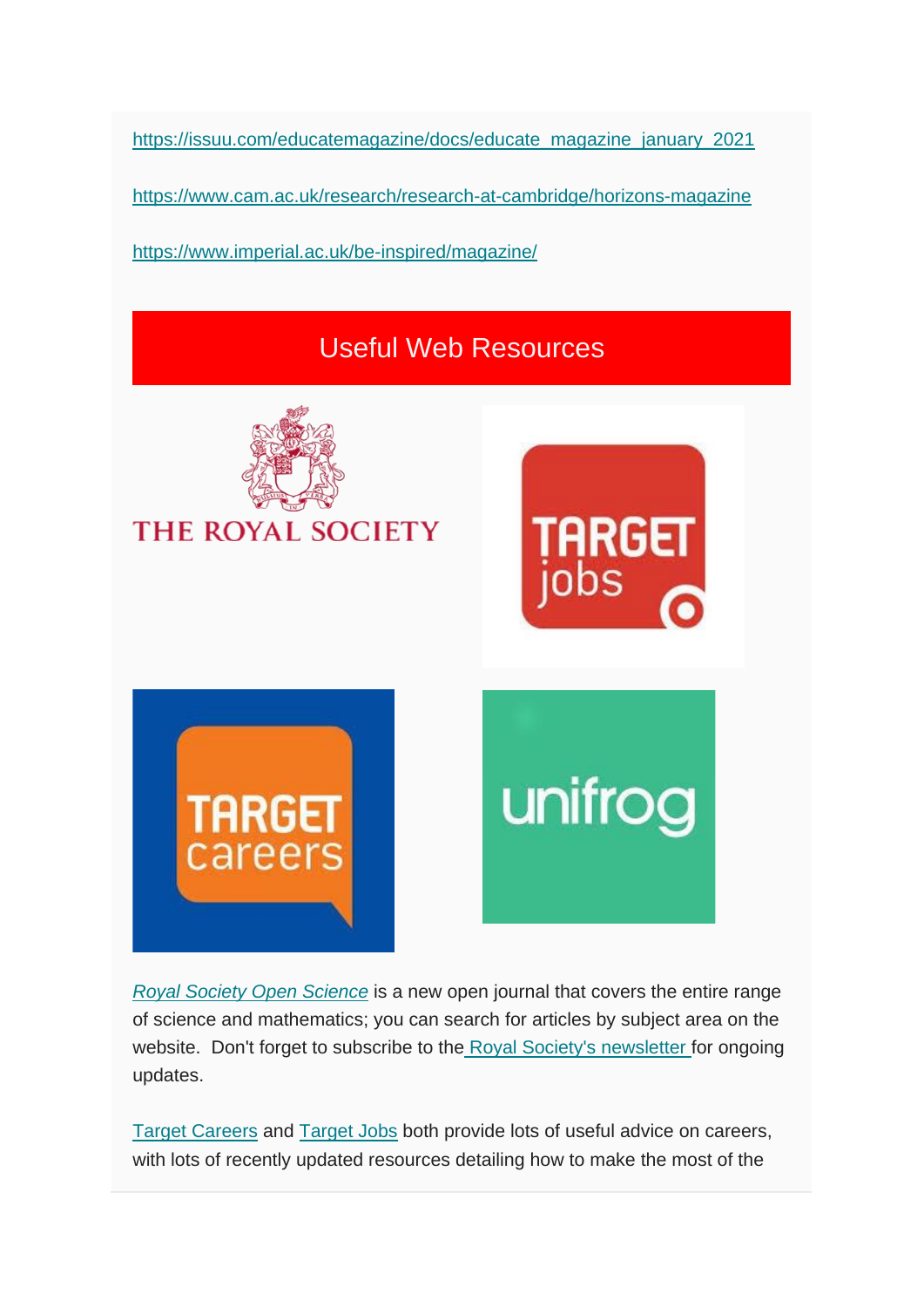https://issuu.com/educatemagazine/docs/educate_magazine_january_2021

https://www.cam.ac.uk/research/research-at-cambridge/horizons-magazine

https://www.imperial.ac.uk/be-inspired/magazine/

## Useful Web Resources

*Royal Society Open Science* is a new open journal that covers the entire range of science and mathematics; you can search for articles by subject area on the website. Don't forget to subscribe to the Royal Society's newsletter for ongoing updates.

Target Careers and Target Jobs both provide lots of useful advice on careers, with lots of recently updated resources detailing how to make the most of the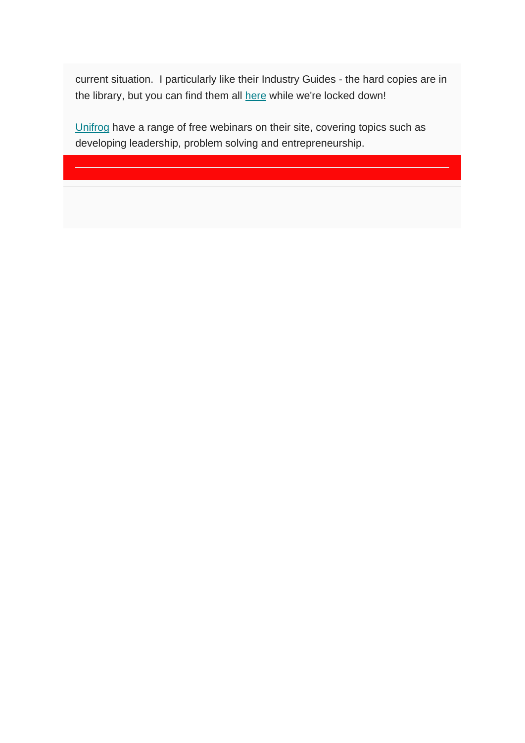current situation.  I particularly like their Industry Guides - the hard copies are in the library, but you can find them all here while we're locked down!

Unifrog have a range of free webinars on their site, covering topics such as developing leadership, problem solving and entrepreneurship.

---